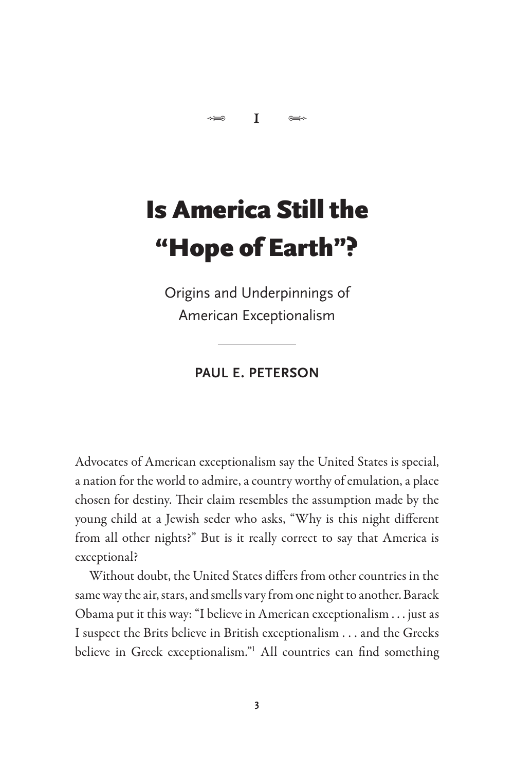1

# Is America Still the "Hope of Earth"?

## Origins and Underpinnings of American Exceptionalism

**PAUL E. PETERSON**

Advocates of American exceptionalism say the United States is special, a nation for the world to admire, a country worthy of emulation, a place chosen for destiny. Their claim resembles the assumption made by the young child at a Jewish seder who asks, "Why is this night different from all other nights?" But is it really correct to say that America is exceptional?

Without doubt, the United States differs from other countries in the same way the air, stars, and smells vary from one night to another. Barack Obama put it this way: "I believe in American exceptionalism . . . just as I suspect the Brits believe in British exceptionalism . . . and the Greeks believe in Greek exceptionalism."[1] All countries can find something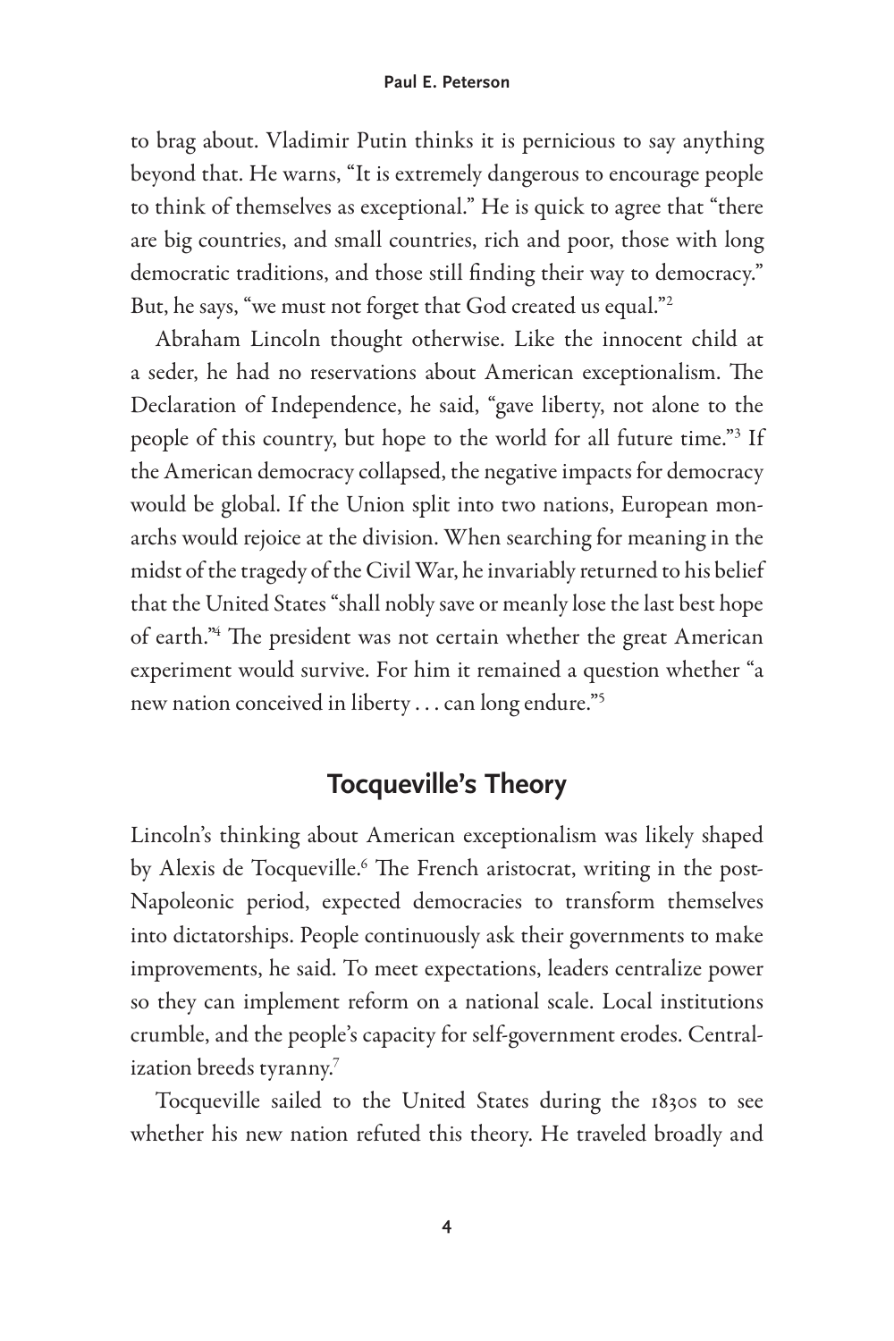to brag about. Vladimir Putin thinks it is pernicious to say anything beyond that. He warns, "It is extremely dangerous to encourage people to think of themselves as exceptional." He is quick to agree that "there are big countries, and small countries, rich and poor, those with long democratic traditions, and those still finding their way to democracy." But, he says, "we must not forget that God created us equal."[2]

Abraham Lincoln thought otherwise. Like the innocent child at a seder, he had no reservations about American exceptionalism. The Declaration of Independence, he said, "gave liberty, not alone to the people of this country, but hope to the world for all future time."[3] If the American democracy collapsed, the negative impacts for democracy would be global. If the Union split into two nations, European monarchs would rejoice at the division. When searching for meaning in the midst of the tragedy of the Civil War, he invariably returned to his belief that the United States "shall nobly save or meanly lose the last best hope of earth."[4] The president was not certain whether the great American experiment would survive. For him it remained a question whether "a new nation conceived in liberty . . . can long endure."[5]

## Tocqueville's Theory

Lincoln's thinking about American exceptionalism was likely shaped by Alexis de Tocqueville.[6] The French aristocrat, writing in the post-Napoleonic period, expected democracies to transform themselves into dictatorships. People continuously ask their governments to make improvements, he said. To meet expectations, leaders centralize power so they can implement reform on a national scale. Local institutions crumble, and the people's capacity for self-government erodes. Centralization breeds tyranny.[7]

Tocqueville sailed to the United States during the 1830s to see whether his new nation refuted this theory. He traveled broadly and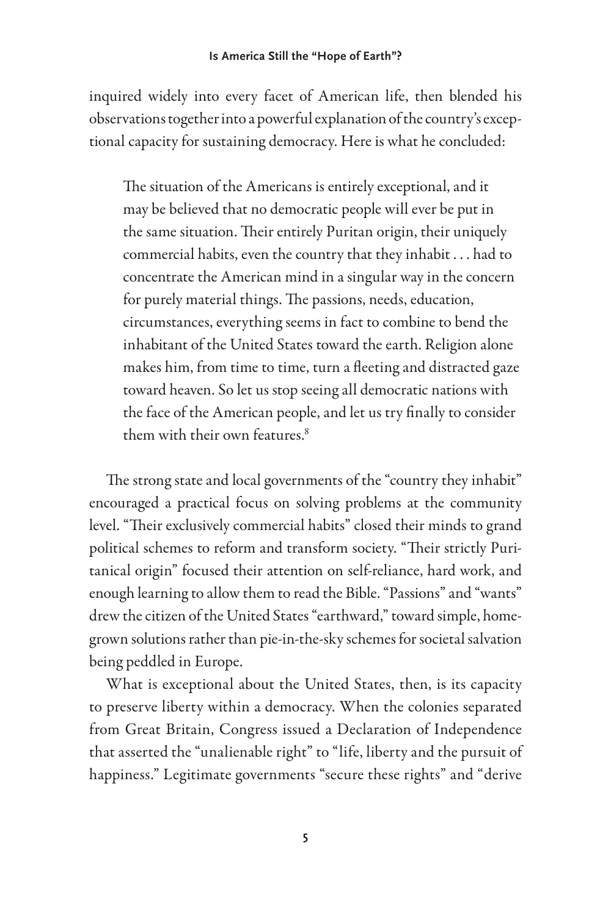inquired widely into every facet of American life, then blended his observations together into a powerful explanation of the country's exceptional capacity for sustaining democracy. Here is what he concluded:

> The situation of the Americans is entirely exceptional, and it may be believed that no democratic people will ever be put in the same situation. Their entirely Puritan origin, their uniquely commercial habits, even the country that they inhabit . . . had to concentrate the American mind in a singular way in the concern for purely material things. The passions, needs, education, circumstances, everything seems in fact to combine to bend the inhabitant of the United States toward the earth. Religion alone makes him, from time to time, turn a fleeting and distracted gaze toward heaven. So let us stop seeing all democratic nations with the face of the American people, and let us try finally to consider them with their own features.[8]

The strong state and local governments of the "country they inhabit" encouraged a practical focus on solving problems at the community level. "Their exclusively commercial habits" closed their minds to grand political schemes to reform and transform society. "Their strictly Puritanical origin" focused their attention on self-reliance, hard work, and enough learning to allow them to read the Bible. "Passions" and "wants" drew the citizen of the United States "earthward," toward simple, homegrown solutions rather than pie-in-the-sky schemes for societal salvation being peddled in Europe.

What is exceptional about the United States, then, is its capacity to preserve liberty within a democracy. When the colonies separated from Great Britain, Congress issued a Declaration of Independence that asserted the "unalienable right" to "life, liberty and the pursuit of happiness." Legitimate governments "secure these rights" and "derive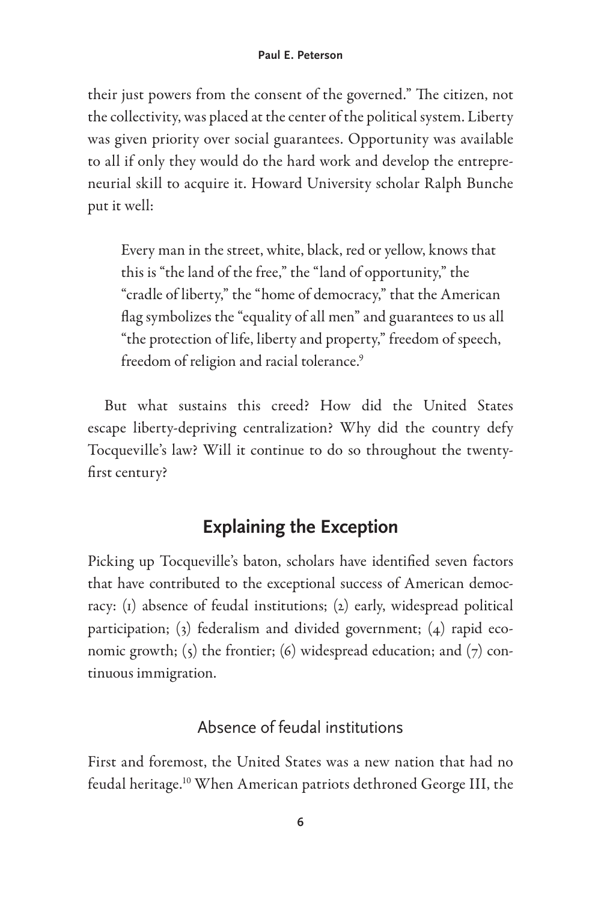their just powers from the consent of the governed." The citizen, not the collectivity, was placed at the center of the political system. Liberty was given priority over social guarantees. Opportunity was available to all if only they would do the hard work and develop the entrepreneurial skill to acquire it. Howard University scholar Ralph Bunche put it well:

> Every man in the street, white, black, red or yellow, knows that this is "the land of the free," the "land of opportunity," the "cradle of liberty," the "home of democracy," that the American flag symbolizes the "equality of all men" and guarantees to us all "the protection of life, liberty and property," freedom of speech, freedom of religion and racial tolerance.[9]

But what sustains this creed? How did the United States escape liberty-depriving centralization? Why did the country defy Tocqueville's law? Will it continue to do so throughout the twenty-first century?

## Explaining the Exception

Picking up Tocqueville's baton, scholars have identified seven factors that have contributed to the exceptional success of American democracy: (1) absence of feudal institutions; (2) early, widespread political participation; (3) federalism and divided government; (4) rapid economic growth; (5) the frontier; (6) widespread education; and (7) continuous immigration.

### Absence of feudal institutions

First and foremost, the United States was a new nation that had no feudal heritage.[10] When American patriots dethroned George III, the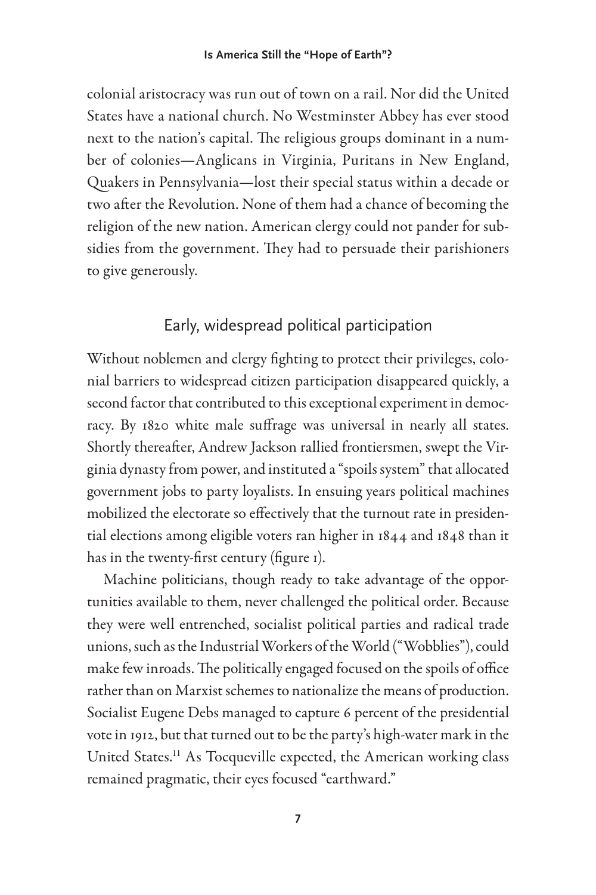colonial aristocracy was run out of town on a rail. Nor did the United States have a national church. No Westminster Abbey has ever stood next to the nation's capital. The religious groups dominant in a number of colonies—Anglicans in Virginia, Puritans in New England, Quakers in Pennsylvania—lost their special status within a decade or two after the Revolution. None of them had a chance of becoming the religion of the new nation. American clergy could not pander for subsidies from the government. They had to persuade their parishioners to give generously.

## Early, widespread political participation

Without noblemen and clergy fighting to protect their privileges, colonial barriers to widespread citizen participation disappeared quickly, a second factor that contributed to this exceptional experiment in democracy. By 1820 white male suffrage was universal in nearly all states. Shortly thereafter, Andrew Jackson rallied frontiersmen, swept the Virginia dynasty from power, and instituted a "spoils system" that allocated government jobs to party loyalists. In ensuing years political machines mobilized the electorate so effectively that the turnout rate in presidential elections among eligible voters ran higher in 1844 and 1848 than it has in the twenty-first century (figure 1).

Machine politicians, though ready to take advantage of the opportunities available to them, never challenged the political order. Because they were well entrenched, socialist political parties and radical trade unions, such as the Industrial Workers of the World ("Wobblies"), could make few inroads. The politically engaged focused on the spoils of office rather than on Marxist schemes to nationalize the means of production. Socialist Eugene Debs managed to capture 6 percent of the presidential vote in 1912, but that turned out to be the party's high-water mark in the United States.[11] As Tocqueville expected, the American working class remained pragmatic, their eyes focused "earthward."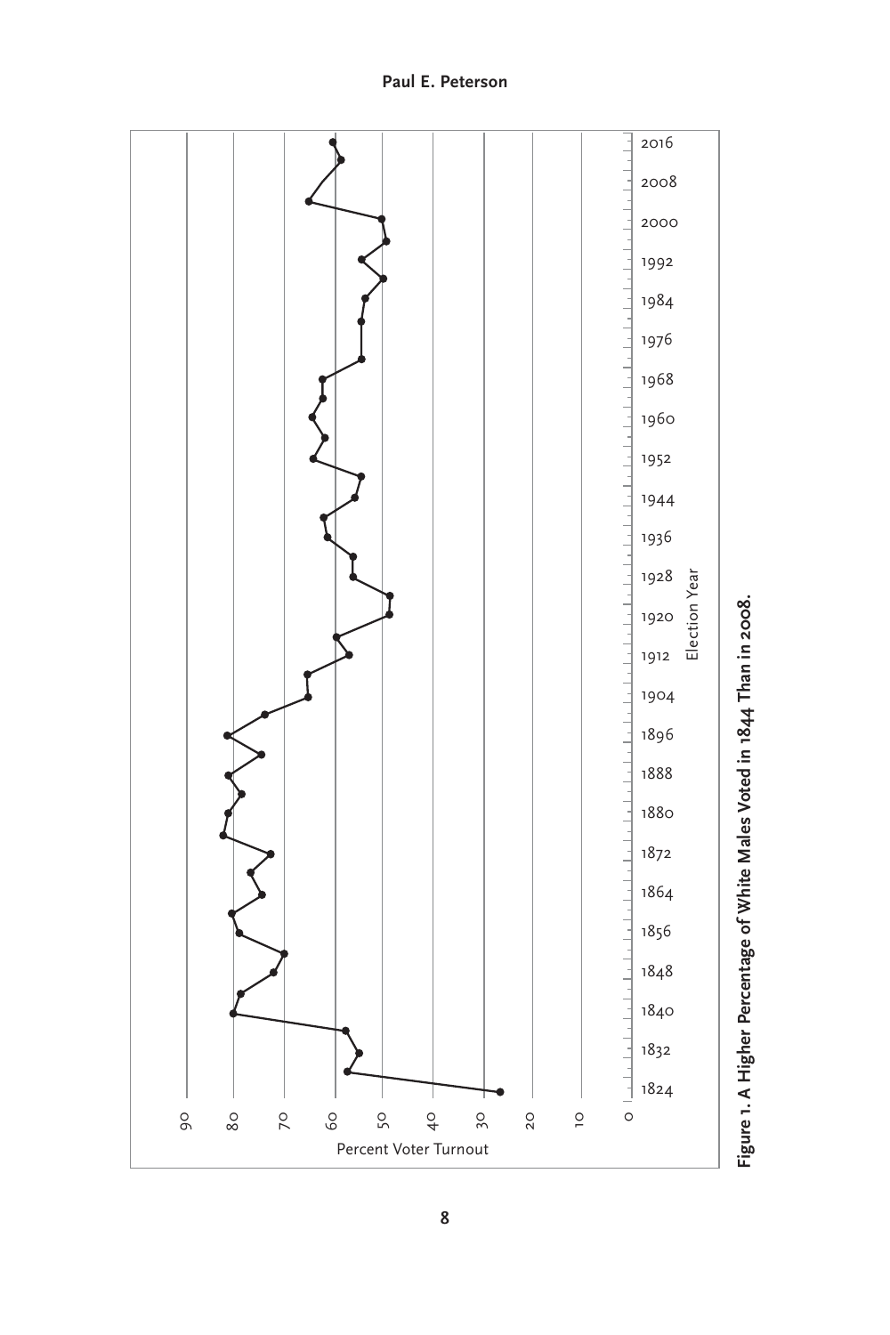Percent Voter Turnout

0
10
20
30
40
50
60
70
80
90

Election Year

1824
1832
1840
1848
1856
1864
1872
1880
1888
1896
1904
1912
1920
1928
1936
1944
1952
1960
1968
1976
1984
1992
2000
2008
2016

**Figure 1. A Higher Percentage of White Males Voted in 1844 Than in 2008.**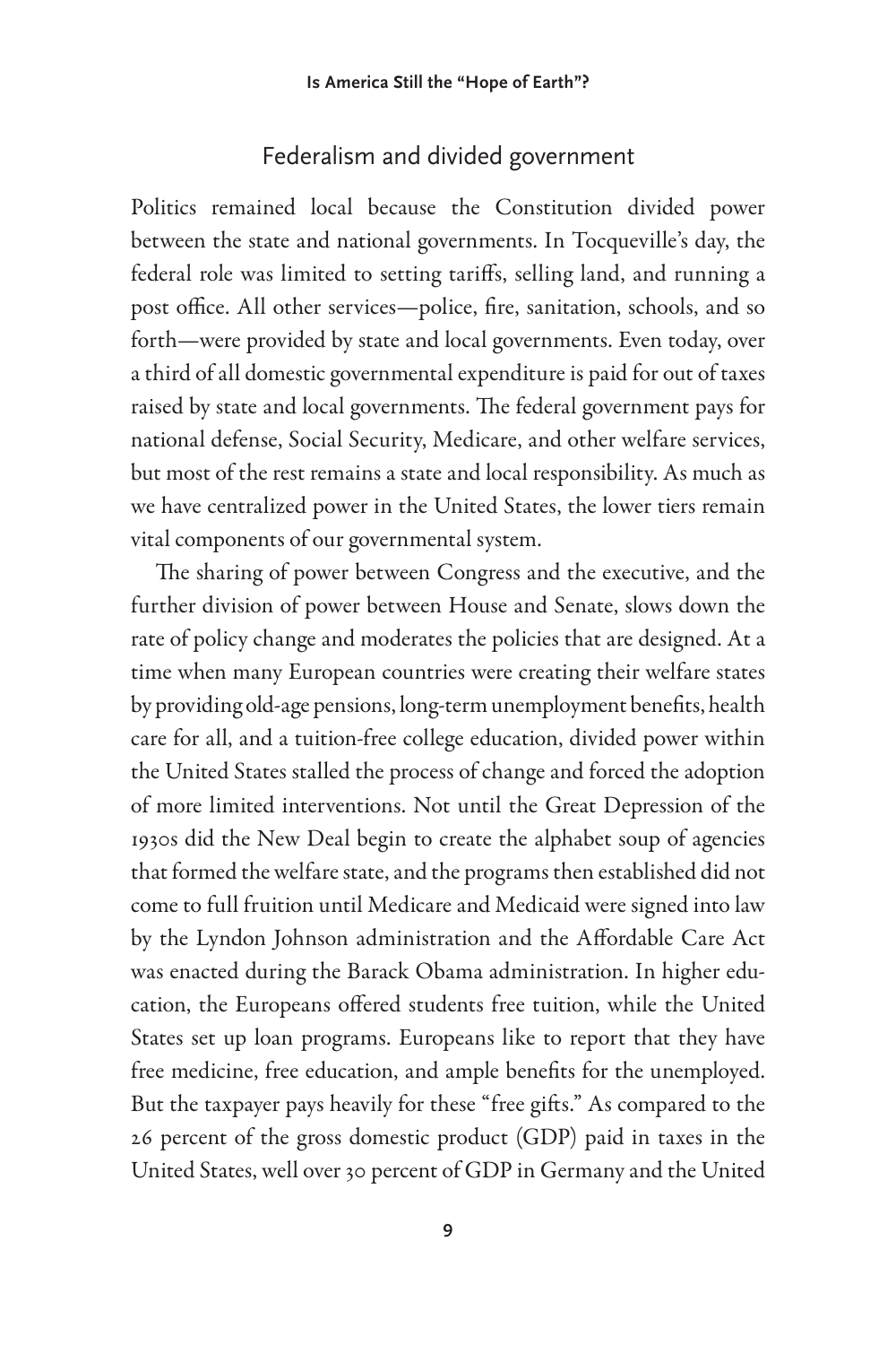## Federalism and divided government

Politics remained local because the Constitution divided power between the state and national governments. In Tocqueville's day, the federal role was limited to setting tariffs, selling land, and running a post office. All other services—police, fire, sanitation, schools, and so forth—were provided by state and local governments. Even today, over a third of all domestic governmental expenditure is paid for out of taxes raised by state and local governments. The federal government pays for national defense, Social Security, Medicare, and other welfare services, but most of the rest remains a state and local responsibility. As much as we have centralized power in the United States, the lower tiers remain vital components of our governmental system.

The sharing of power between Congress and the executive, and the further division of power between House and Senate, slows down the rate of policy change and moderates the policies that are designed. At a time when many European countries were creating their welfare states by providing old-age pensions, long-term unemployment benefits, health care for all, and a tuition-free college education, divided power within the United States stalled the process of change and forced the adoption of more limited interventions. Not until the Great Depression of the 1930s did the New Deal begin to create the alphabet soup of agencies that formed the welfare state, and the programs then established did not come to full fruition until Medicare and Medicaid were signed into law by the Lyndon Johnson administration and the Affordable Care Act was enacted during the Barack Obama administration. In higher education, the Europeans offered students free tuition, while the United States set up loan programs. Europeans like to report that they have free medicine, free education, and ample benefits for the unemployed. But the taxpayer pays heavily for these "free gifts." As compared to the 26 percent of the gross domestic product (GDP) paid in taxes in the United States, well over 30 percent of GDP in Germany and the United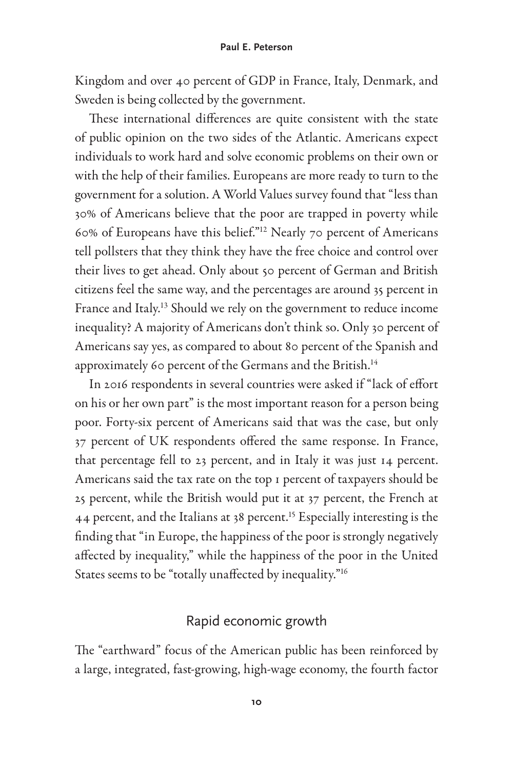Kingdom and over 40 percent of GDP in France, Italy, Denmark, and Sweden is being collected by the government.

These international differences are quite consistent with the state of public opinion on the two sides of the Atlantic. Americans expect individuals to work hard and solve economic problems on their own or with the help of their families. Europeans are more ready to turn to the government for a solution. A World Values survey found that "less than 30% of Americans believe that the poor are trapped in poverty while 60% of Europeans have this belief."[12] Nearly 70 percent of Americans tell pollsters that they think they have the free choice and control over their lives to get ahead. Only about 50 percent of German and British citizens feel the same way, and the percentages are around 35 percent in France and Italy.[13] Should we rely on the government to reduce income inequality? A majority of Americans don't think so. Only 30 percent of Americans say yes, as compared to about 80 percent of the Spanish and approximately 60 percent of the Germans and the British.[14]

In 2016 respondents in several countries were asked if "lack of effort on his or her own part" is the most important reason for a person being poor. Forty-six percent of Americans said that was the case, but only 37 percent of UK respondents offered the same response. In France, that percentage fell to 23 percent, and in Italy it was just 14 percent. Americans said the tax rate on the top 1 percent of taxpayers should be 25 percent, while the British would put it at 37 percent, the French at 44 percent, and the Italians at 38 percent.[15] Especially interesting is the finding that "in Europe, the happiness of the poor is strongly negatively affected by inequality," while the happiness of the poor in the United States seems to be "totally unaffected by inequality."[16]

## Rapid economic growth

The "earthward" focus of the American public has been reinforced by a large, integrated, fast-growing, high-wage economy, the fourth factor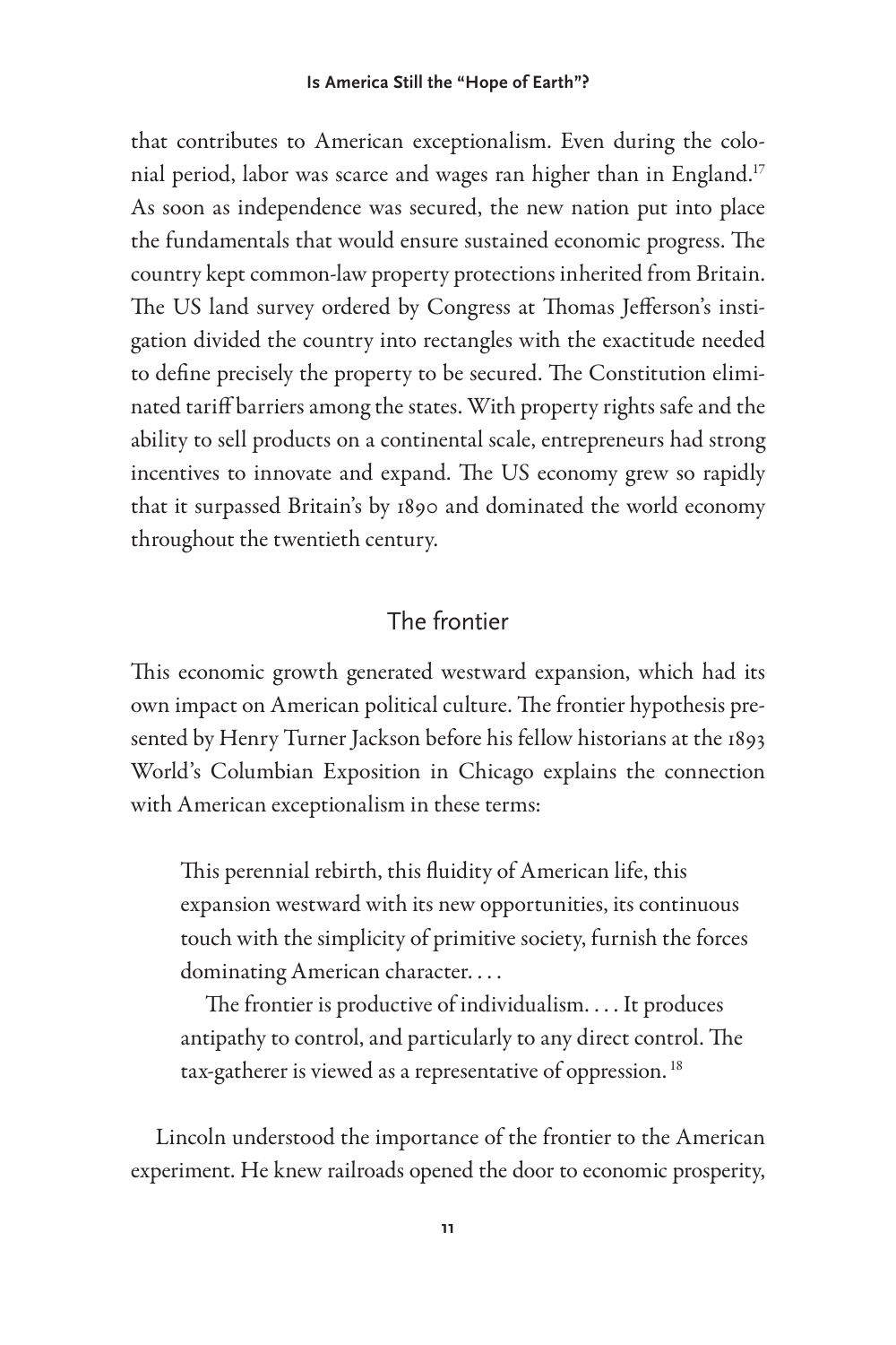that contributes to American exceptionalism. Even during the colonial period, labor was scarce and wages ran higher than in England.[17] As soon as independence was secured, the new nation put into place the fundamentals that would ensure sustained economic progress. The country kept common-law property protections inherited from Britain. The US land survey ordered by Congress at Thomas Jefferson's instigation divided the country into rectangles with the exactitude needed to define precisely the property to be secured. The Constitution eliminated tariff barriers among the states. With property rights safe and the ability to sell products on a continental scale, entrepreneurs had strong incentives to innovate and expand. The US economy grew so rapidly that it surpassed Britain's by 1890 and dominated the world economy throughout the twentieth century.

## The frontier

This economic growth generated westward expansion, which had its own impact on American political culture. The frontier hypothesis presented by Henry Turner Jackson before his fellow historians at the 1893 World's Columbian Exposition in Chicago explains the connection with American exceptionalism in these terms:

> This perennial rebirth, this fluidity of American life, this expansion westward with its new opportunities, its continuous touch with the simplicity of primitive society, furnish the forces dominating American character. . . .
>
> The frontier is productive of individualism. . . . It produces antipathy to control, and particularly to any direct control. The tax-gatherer is viewed as a representative of oppression.[18]

Lincoln understood the importance of the frontier to the American experiment. He knew railroads opened the door to economic prosperity,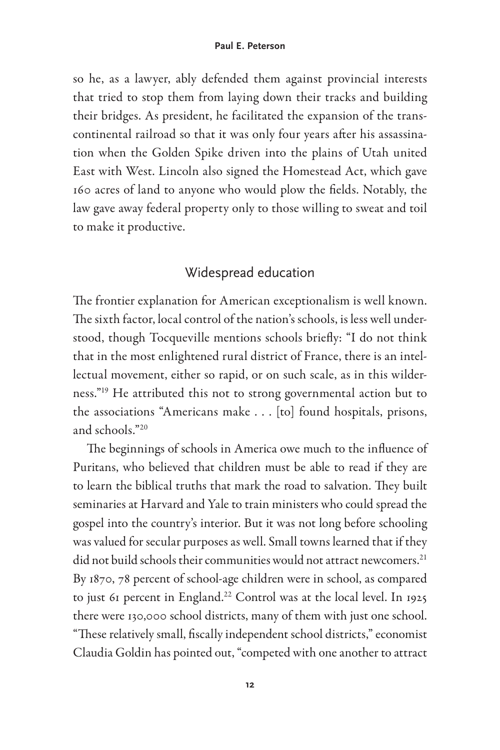so he, as a lawyer, ably defended them against provincial interests that tried to stop them from laying down their tracks and building their bridges. As president, he facilitated the expansion of the transcontinental railroad so that it was only four years after his assassination when the Golden Spike driven into the plains of Utah united East with West. Lincoln also signed the Homestead Act, which gave 160 acres of land to anyone who would plow the fields. Notably, the law gave away federal property only to those willing to sweat and toil to make it productive.

## Widespread education

The frontier explanation for American exceptionalism is well known. The sixth factor, local control of the nation's schools, is less well understood, though Tocqueville mentions schools briefly: "I do not think that in the most enlightened rural district of France, there is an intellectual movement, either so rapid, or on such scale, as in this wilderness."[19] He attributed this not to strong governmental action but to the associations "Americans make . . . [to] found hospitals, prisons, and schools."[20]

The beginnings of schools in America owe much to the influence of Puritans, who believed that children must be able to read if they are to learn the biblical truths that mark the road to salvation. They built seminaries at Harvard and Yale to train ministers who could spread the gospel into the country's interior. But it was not long before schooling was valued for secular purposes as well. Small towns learned that if they did not build schools their communities would not attract newcomers.[21] By 1870, 78 percent of school-age children were in school, as compared to just 61 percent in England.[22] Control was at the local level. In 1925 there were 130,000 school districts, many of them with just one school. "These relatively small, fiscally independent school districts," economist Claudia Goldin has pointed out, "competed with one another to attract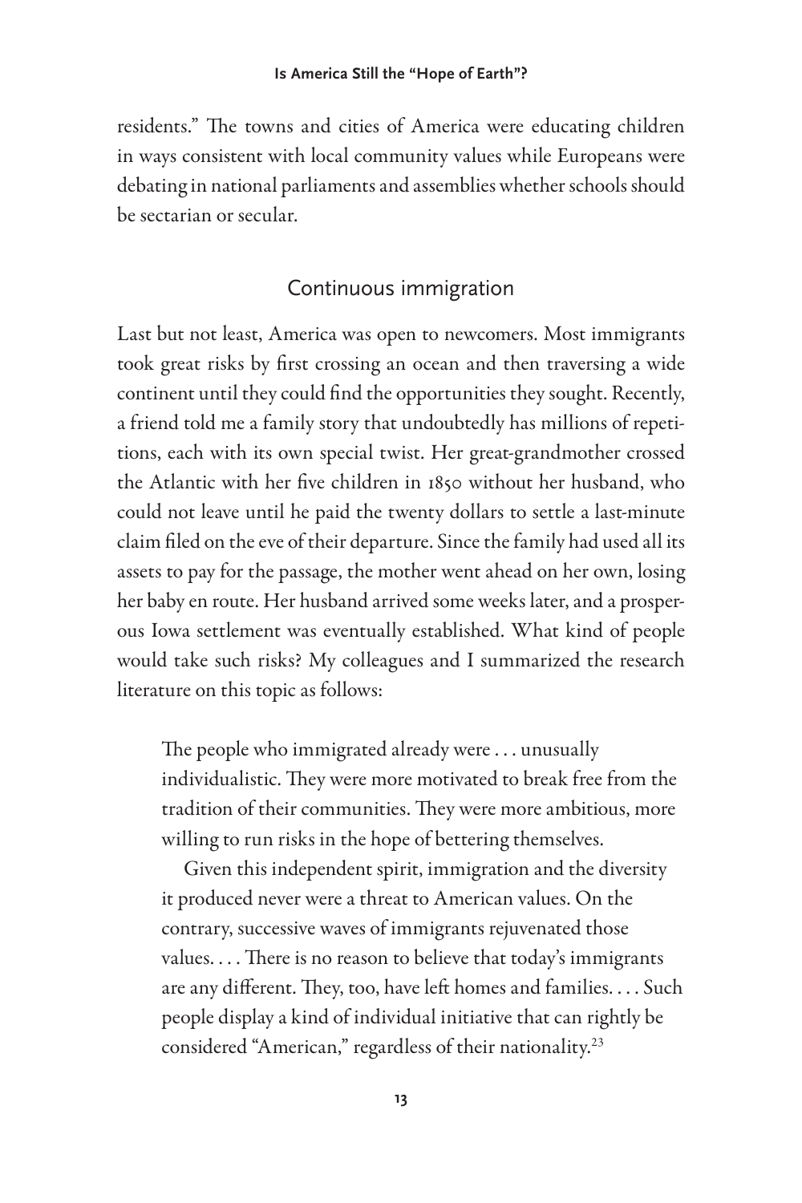residents." The towns and cities of America were educating children in ways consistent with local community values while Europeans were debating in national parliaments and assemblies whether schools should be sectarian or secular.

## Continuous immigration

Last but not least, America was open to newcomers. Most immigrants took great risks by first crossing an ocean and then traversing a wide continent until they could find the opportunities they sought. Recently, a friend told me a family story that undoubtedly has millions of repetitions, each with its own special twist. Her great-grandmother crossed the Atlantic with her five children in 1850 without her husband, who could not leave until he paid the twenty dollars to settle a last-minute claim filed on the eve of their departure. Since the family had used all its assets to pay for the passage, the mother went ahead on her own, losing her baby en route. Her husband arrived some weeks later, and a prosperous Iowa settlement was eventually established. What kind of people would take such risks? My colleagues and I summarized the research literature on this topic as follows:

> The people who immigrated already were . . . unusually individualistic. They were more motivated to break free from the tradition of their communities. They were more ambitious, more willing to run risks in the hope of bettering themselves.
>
> Given this independent spirit, immigration and the diversity it produced never were a threat to American values. On the contrary, successive waves of immigrants rejuvenated those values. . . . There is no reason to believe that today's immigrants are any different. They, too, have left homes and families. . . . Such people display a kind of individual initiative that can rightly be considered "American," regardless of their nationality.[23]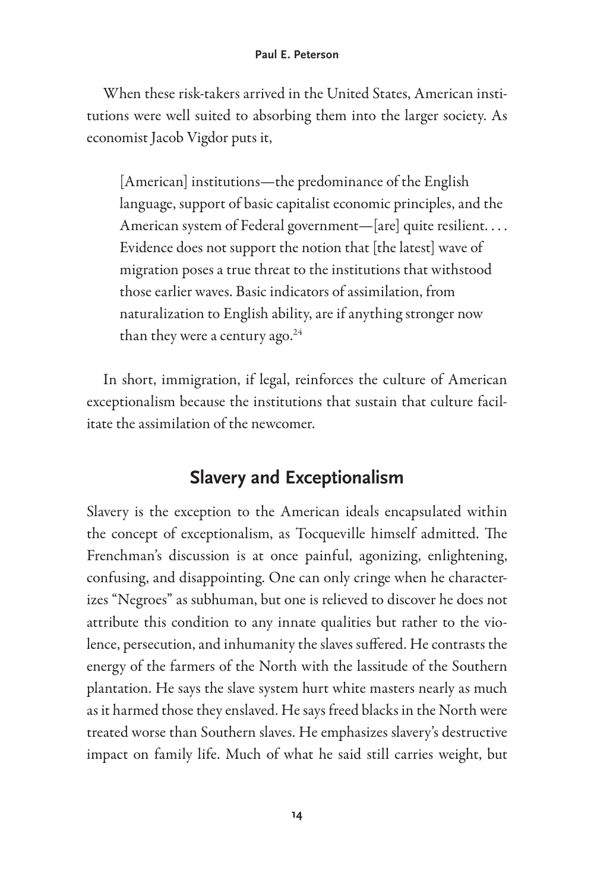When these risk-takers arrived in the United States, American institutions were well suited to absorbing them into the larger society. As economist Jacob Vigdor puts it,

> [American] institutions—the predominance of the English language, support of basic capitalist economic principles, and the American system of Federal government—[are] quite resilient. . . . Evidence does not support the notion that [the latest] wave of migration poses a true threat to the institutions that withstood those earlier waves. Basic indicators of assimilation, from naturalization to English ability, are if anything stronger now than they were a century ago.[24]

In short, immigration, if legal, reinforces the culture of American exceptionalism because the institutions that sustain that culture facilitate the assimilation of the newcomer.

## Slavery and Exceptionalism

Slavery is the exception to the American ideals encapsulated within the concept of exceptionalism, as Tocqueville himself admitted. The Frenchman's discussion is at once painful, agonizing, enlightening, confusing, and disappointing. One can only cringe when he characterizes "Negroes" as subhuman, but one is relieved to discover he does not attribute this condition to any innate qualities but rather to the violence, persecution, and inhumanity the slaves suffered. He contrasts the energy of the farmers of the North with the lassitude of the Southern plantation. He says the slave system hurt white masters nearly as much as it harmed those they enslaved. He says freed blacks in the North were treated worse than Southern slaves. He emphasizes slavery's destructive impact on family life. Much of what he said still carries weight, but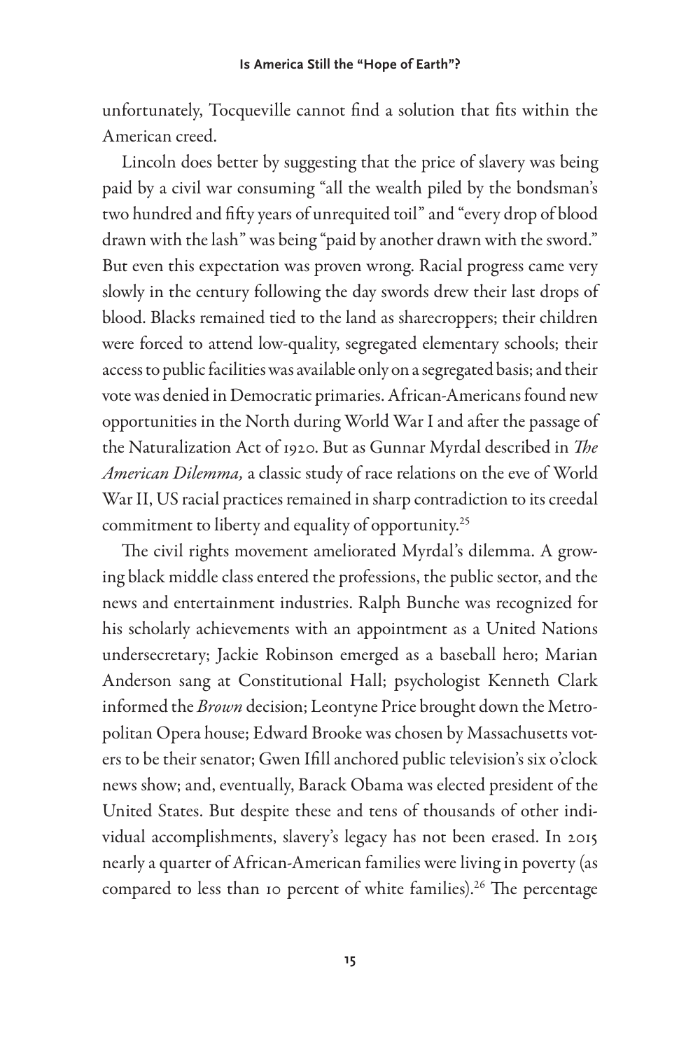unfortunately, Tocqueville cannot find a solution that fits within the American creed.

Lincoln does better by suggesting that the price of slavery was being paid by a civil war consuming "all the wealth piled by the bondsman's two hundred and fifty years of unrequited toil" and "every drop of blood drawn with the lash" was being "paid by another drawn with the sword." But even this expectation was proven wrong. Racial progress came very slowly in the century following the day swords drew their last drops of blood. Blacks remained tied to the land as sharecroppers; their children were forced to attend low-quality, segregated elementary schools; their access to public facilities was available only on a segregated basis; and their vote was denied in Democratic primaries. African-Americans found new opportunities in the North during World War I and after the passage of the Naturalization Act of 1920. But as Gunnar Myrdal described in *The American Dilemma,* a classic study of race relations on the eve of World War II, US racial practices remained in sharp contradiction to its creedal commitment to liberty and equality of opportunity.[25]

The civil rights movement ameliorated Myrdal's dilemma. A growing black middle class entered the professions, the public sector, and the news and entertainment industries. Ralph Bunche was recognized for his scholarly achievements with an appointment as a United Nations undersecretary; Jackie Robinson emerged as a baseball hero; Marian Anderson sang at Constitutional Hall; psychologist Kenneth Clark informed the *Brown* decision; Leontyne Price brought down the Metropolitan Opera house; Edward Brooke was chosen by Massachusetts voters to be their senator; Gwen Ifill anchored public television's six o'clock news show; and, eventually, Barack Obama was elected president of the United States. But despite these and tens of thousands of other individual accomplishments, slavery's legacy has not been erased. In 2015 nearly a quarter of African-American families were living in poverty (as compared to less than 10 percent of white families).[26] The percentage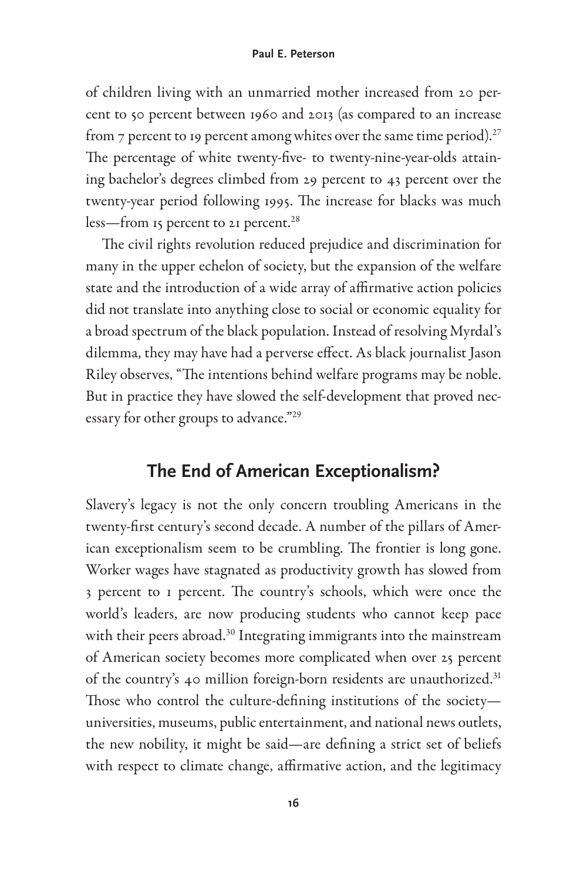of children living with an unmarried mother increased from 20 percent to 50 percent between 1960 and 2013 (as compared to an increase from 7 percent to 19 percent among whites over the same time period).[27] The percentage of white twenty-five- to twenty-nine-year-olds attaining bachelor's degrees climbed from 29 percent to 43 percent over the twenty-year period following 1995. The increase for blacks was much less—from 15 percent to 21 percent.[28]

The civil rights revolution reduced prejudice and discrimination for many in the upper echelon of society, but the expansion of the welfare state and the introduction of a wide array of affirmative action policies did not translate into anything close to social or economic equality for a broad spectrum of the black population. Instead of resolving Myrdal's dilemma, they may have had a perverse effect. As black journalist Jason Riley observes, "The intentions behind welfare programs may be noble. But in practice they have slowed the self-development that proved necessary for other groups to advance."[29]

## The End of American Exceptionalism?

Slavery's legacy is not the only concern troubling Americans in the twenty-first century's second decade. A number of the pillars of American exceptionalism seem to be crumbling. The frontier is long gone. Worker wages have stagnated as productivity growth has slowed from 3 percent to 1 percent. The country's schools, which were once the world's leaders, are now producing students who cannot keep pace with their peers abroad.[30] Integrating immigrants into the mainstream of American society becomes more complicated when over 25 percent of the country's 40 million foreign-born residents are unauthorized.[31] Those who control the culture-defining institutions of the society—universities, museums, public entertainment, and national news outlets, the new nobility, it might be said—are defining a strict set of beliefs with respect to climate change, affirmative action, and the legitimacy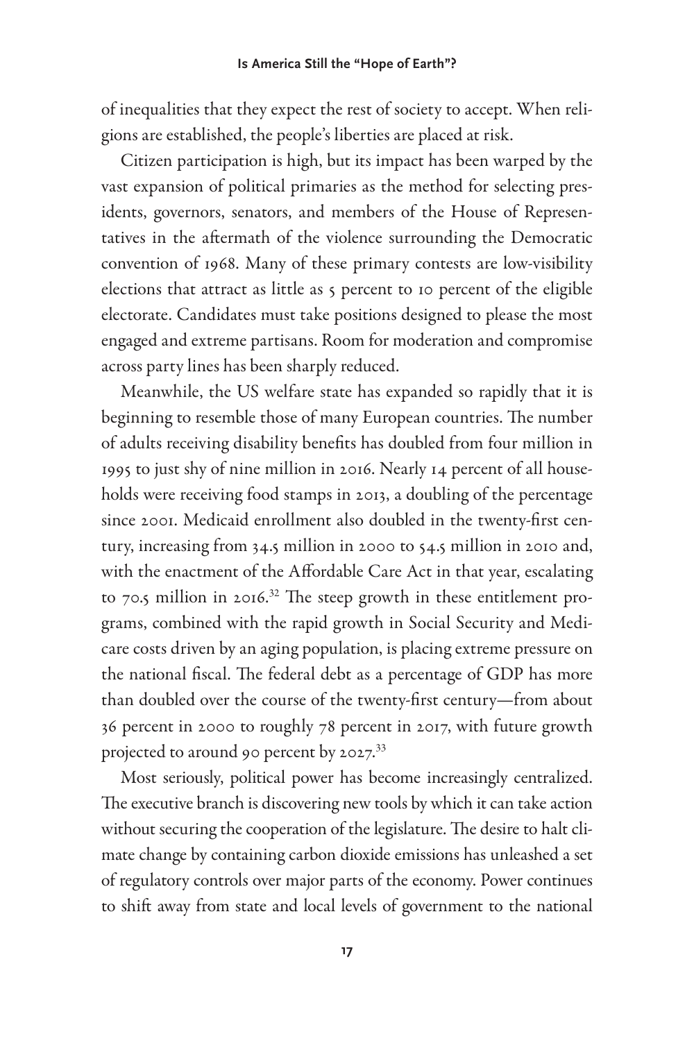of inequalities that they expect the rest of society to accept. When religions are established, the people's liberties are placed at risk.

Citizen participation is high, but its impact has been warped by the vast expansion of political primaries as the method for selecting presidents, governors, senators, and members of the House of Representatives in the aftermath of the violence surrounding the Democratic convention of 1968. Many of these primary contests are low-visibility elections that attract as little as 5 percent to 10 percent of the eligible electorate. Candidates must take positions designed to please the most engaged and extreme partisans. Room for moderation and compromise across party lines has been sharply reduced.

Meanwhile, the US welfare state has expanded so rapidly that it is beginning to resemble those of many European countries. The number of adults receiving disability benefits has doubled from four million in 1995 to just shy of nine million in 2016. Nearly 14 percent of all households were receiving food stamps in 2013, a doubling of the percentage since 2001. Medicaid enrollment also doubled in the twenty-first century, increasing from 34.5 million in 2000 to 54.5 million in 2010 and, with the enactment of the Affordable Care Act in that year, escalating to 70.5 million in 2016.[32] The steep growth in these entitlement programs, combined with the rapid growth in Social Security and Medicare costs driven by an aging population, is placing extreme pressure on the national fiscal. The federal debt as a percentage of GDP has more than doubled over the course of the twenty-first century—from about 36 percent in 2000 to roughly 78 percent in 2017, with future growth projected to around 90 percent by 2027.[33]

Most seriously, political power has become increasingly centralized. The executive branch is discovering new tools by which it can take action without securing the cooperation of the legislature. The desire to halt climate change by containing carbon dioxide emissions has unleashed a set of regulatory controls over major parts of the economy. Power continues to shift away from state and local levels of government to the national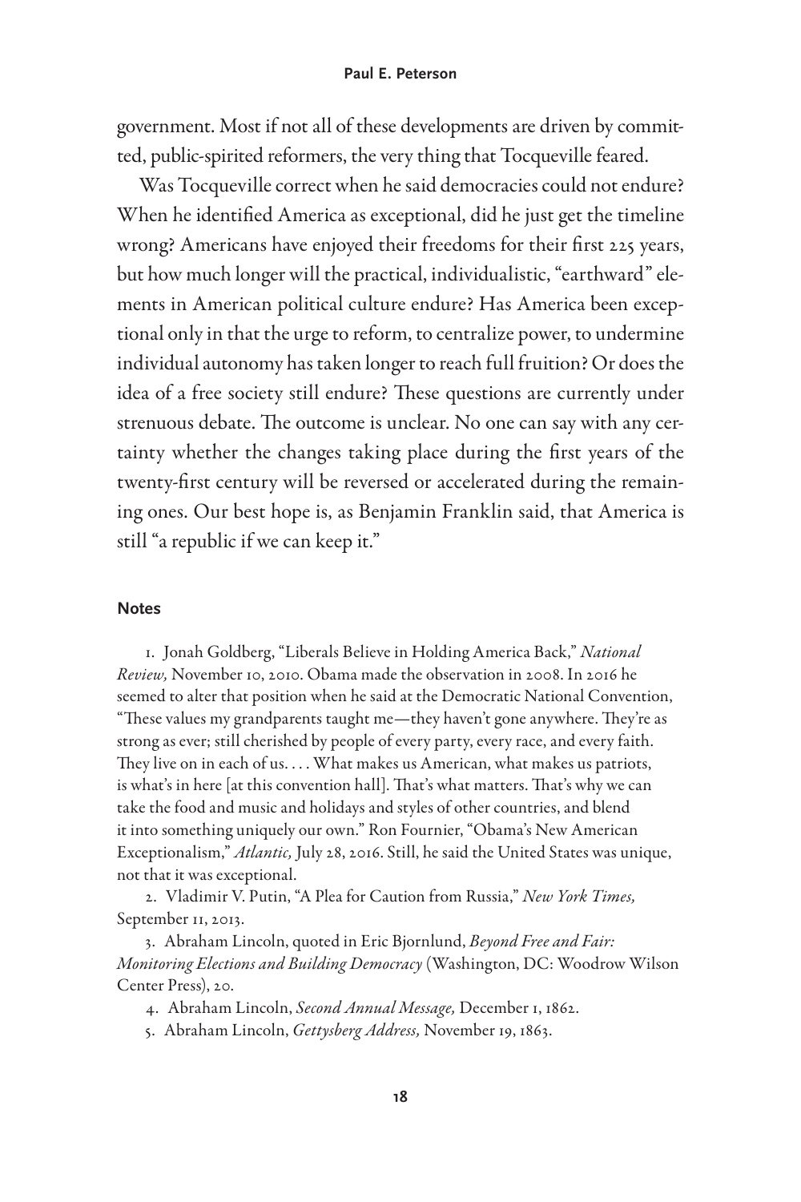government. Most if not all of these developments are driven by committed, public-spirited reformers, the very thing that Tocqueville feared.

Was Tocqueville correct when he said democracies could not endure? When he identified America as exceptional, did he just get the timeline wrong? Americans have enjoyed their freedoms for their first 225 years, but how much longer will the practical, individualistic, "earthward" elements in American political culture endure? Has America been exceptional only in that the urge to reform, to centralize power, to undermine individual autonomy has taken longer to reach full fruition? Or does the idea of a free society still endure? These questions are currently under strenuous debate. The outcome is unclear. No one can say with any certainty whether the changes taking place during the first years of the twenty-first century will be reversed or accelerated during the remaining ones. Our best hope is, as Benjamin Franklin said, that America is still "a republic if we can keep it."

### Notes

1. Jonah Goldberg, "Liberals Believe in Holding America Back," *National Review,* November 10, 2010. Obama made the observation in 2008. In 2016 he seemed to alter that position when he said at the Democratic National Convention, "These values my grandparents taught me—they haven't gone anywhere. They're as strong as ever; still cherished by people of every party, every race, and every faith. They live on in each of us. . . . What makes us American, what makes us patriots, is what's in here [at this convention hall]. That's what matters. That's why we can take the food and music and holidays and styles of other countries, and blend it into something uniquely our own." Ron Fournier, "Obama's New American Exceptionalism," *Atlantic,* July 28, 2016. Still, he said the United States was unique, not that it was exceptional.

2. Vladimir V. Putin, "A Plea for Caution from Russia," *New York Times,* September 11, 2013.

3. Abraham Lincoln, quoted in Eric Bjornlund, *Beyond Free and Fair: Monitoring Elections and Building Democracy* (Washington, DC: Woodrow Wilson Center Press), 20.

4. Abraham Lincoln, *Second Annual Message,* December 1, 1862.

5. Abraham Lincoln, *Gettysberg Address,* November 19, 1863.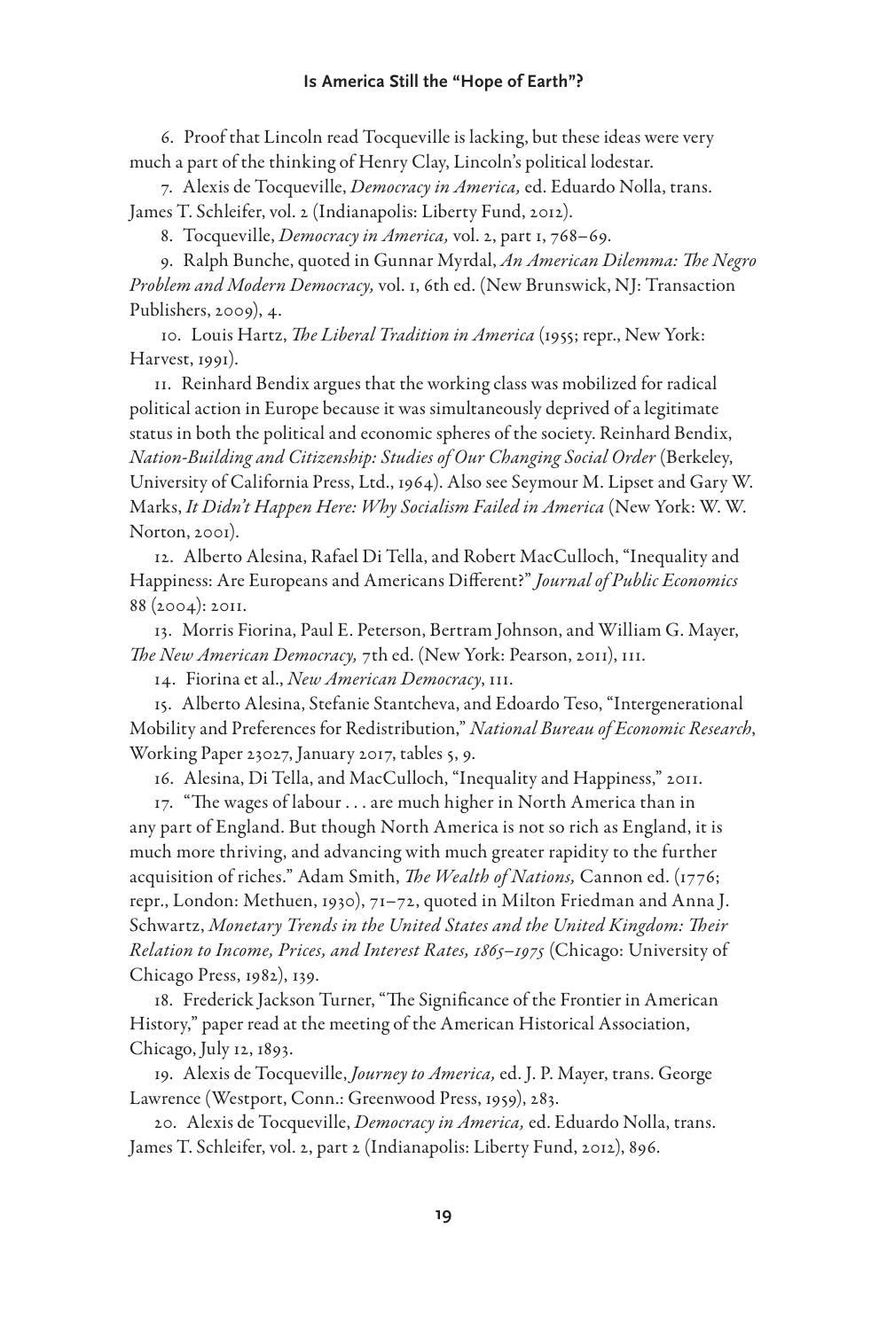6. Proof that Lincoln read Tocqueville is lacking, but these ideas were very much a part of the thinking of Henry Clay, Lincoln's political lodestar.

7. Alexis de Tocqueville, *Democracy in America,* ed. Eduardo Nolla, trans. James T. Schleifer, vol. 2 (Indianapolis: Liberty Fund, 2012).

8. Tocqueville, *Democracy in America,* vol. 2, part 1, 768–69.

9. Ralph Bunche, quoted in Gunnar Myrdal, *An American Dilemma: The Negro Problem and Modern Democracy,* vol. 1, 6th ed. (New Brunswick, NJ: Transaction Publishers, 2009), 4.

10. Louis Hartz, *The Liberal Tradition in America* (1955; repr., New York: Harvest, 1991).

11. Reinhard Bendix argues that the working class was mobilized for radical political action in Europe because it was simultaneously deprived of a legitimate status in both the political and economic spheres of the society. Reinhard Bendix, *Nation-Building and Citizenship: Studies of Our Changing Social Order* (Berkeley, University of California Press, Ltd., 1964). Also see Seymour M. Lipset and Gary W. Marks, *It Didn't Happen Here: Why Socialism Failed in America* (New York: W. W. Norton, 2001).

12. Alberto Alesina, Rafael Di Tella, and Robert MacCulloch, "Inequality and Happiness: Are Europeans and Americans Different?" *Journal of Public Economics* 88 (2004): 2011.

13. Morris Fiorina, Paul E. Peterson, Bertram Johnson, and William G. Mayer, *The New American Democracy,* 7th ed. (New York: Pearson, 2011), 111.

14. Fiorina et al., *New American Democracy*, 111.

15. Alberto Alesina, Stefanie Stantcheva, and Edoardo Teso, "Intergenerational Mobility and Preferences for Redistribution," *National Bureau of Economic Research*, Working Paper 23027, January 2017, tables 5, 9.

16. Alesina, Di Tella, and MacCulloch, "Inequality and Happiness," 2011.

17. "The wages of labour . . . are much higher in North America than in any part of England. But though North America is not so rich as England, it is much more thriving, and advancing with much greater rapidity to the further acquisition of riches." Adam Smith, *The Wealth of Nations,* Cannon ed. (1776; repr., London: Methuen, 1930), 71–72, quoted in Milton Friedman and Anna J. Schwartz, *Monetary Trends in the United States and the United Kingdom: Their Relation to Income, Prices, and Interest Rates, 1865–1975* (Chicago: University of Chicago Press, 1982), 139.

18. Frederick Jackson Turner, "The Significance of the Frontier in American History," paper read at the meeting of the American Historical Association, Chicago, July 12, 1893.

19. Alexis de Tocqueville, *Journey to America,* ed. J. P. Mayer, trans. George Lawrence (Westport, Conn.: Greenwood Press, 1959), 283.

20. Alexis de Tocqueville, *Democracy in America,* ed. Eduardo Nolla, trans. James T. Schleifer, vol. 2, part 2 (Indianapolis: Liberty Fund, 2012), 896.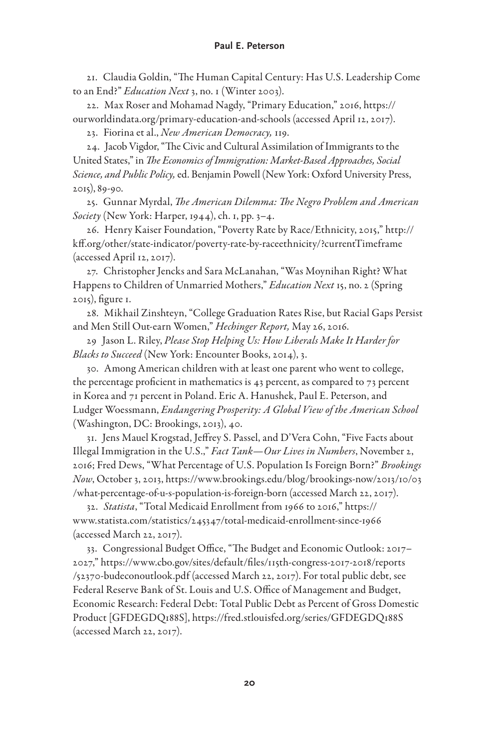21. Claudia Goldin, "The Human Capital Century: Has U.S. Leadership Come to an End?" *Education Next* 3, no. 1 (Winter 2003).

22. Max Roser and Mohamad Nagdy, "Primary Education," 2016, https://ourworldindata.org/primary-education-and-schools (accessed April 12, 2017).

23. Fiorina et al., *New American Democracy,* 119.

24. Jacob Vigdor, "The Civic and Cultural Assimilation of Immigrants to the United States," in *The Economics of Immigration: Market-Based Approaches, Social Science, and Public Policy,* ed. Benjamin Powell (New York: Oxford University Press, 2015), 89-90.

25. Gunnar Myrdal, *The American Dilemma: The Negro Problem and American Society* (New York: Harper, 1944), ch. 1, pp. 3–4.

26. Henry Kaiser Foundation, "Poverty Rate by Race/Ethnicity, 2015," http://kff.org/other/state-indicator/poverty-rate-by-raceethnicity/?currentTimeframe (accessed April 12, 2017).

27. Christopher Jencks and Sara McLanahan, "Was Moynihan Right? What Happens to Children of Unmarried Mothers," *Education Next* 15, no. 2 (Spring 2015), figure 1.

28. Mikhail Zinshteyn, "College Graduation Rates Rise, but Racial Gaps Persist and Men Still Out-earn Women," *Hechinger Report,* May 26, 2016.

29 Jason L. Riley, *Please Stop Helping Us: How Liberals Make It Harder for Blacks to Succeed* (New York: Encounter Books, 2014), 3.

30. Among American children with at least one parent who went to college, the percentage proficient in mathematics is 43 percent, as compared to 73 percent in Korea and 71 percent in Poland. Eric A. Hanushek, Paul E. Peterson, and Ludger Woessmann, *Endangering Prosperity: A Global View of the American School* (Washington, DC: Brookings, 2013), 40.

31. Jens Mauel Krogstad, Jeffrey S. Passel, and D'Vera Cohn, "Five Facts about Illegal Immigration in the U.S.," *Fact Tank—Our Lives in Numbers*, November 2, 2016; Fred Dews, "What Percentage of U.S. Population Is Foreign Born?" *Brookings Now*, October 3, 2013, https://www.brookings.edu/blog/brookings-now/2013/10/03/what-percentage-of-u-s-population-is-foreign-born (accessed March 22, 2017).

32. *Statista*, "Total Medicaid Enrollment from 1966 to 2016," https://www.statista.com/statistics/245347/total-medicaid-enrollment-since-1966 (accessed March 22, 2017).

33. Congressional Budget Office, "The Budget and Economic Outlook: 2017–2027," https://www.cbo.gov/sites/default/files/115th-congress-2017-2018/reports/52370-budeconoutlook.pdf (accessed March 22, 2017). For total public debt, see Federal Reserve Bank of St. Louis and U.S. Office of Management and Budget, Economic Research: Federal Debt: Total Public Debt as Percent of Gross Domestic Product [GFDEGDQ188S], https://fred.stlouisfed.org/series/GFDEGDQ188S (accessed March 22, 2017).